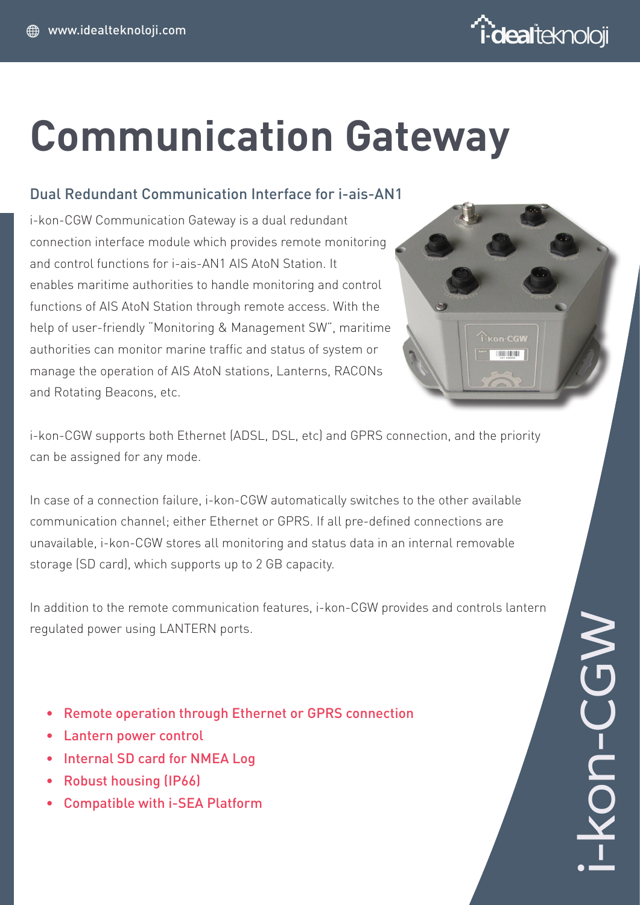# Communication Gateway

## Dual Redundant Communication Interface for i-ais-AN1

i-kon-CGW Communication Gateway is a dual redundant connection interface module which provides remote monitoring and control functions for i-ais-AN1 AIS AtoN Station. It enables maritime authorities to handle monitoring and control functions of AIS AtoN Station through remote access. With the help of user-friendly "Monitoring & Management SW", maritime authorities can monitor marine traffic and status of system or manage the operation of AIS AtoN stations, Lanterns, RACONs and Rotating Beacons, etc.

i-kon-CGW supports both Ethernet (ADSL, DSL, etc) and GPRS connection, and the priority can be assigned for any mode.

In case of a connection failure, i-kon-CGW automatically switches to the other available communication channel; either Ethernet or GPRS. If all pre-defined connections are unavailable, i-kon-CGW stores all monitoring and status data in an internal removable storage (SD card), which supports up to 2 GB capacity.

In addition to the remote communication features, i-kon-CGW provides and controls lantern regulated power using LANTERN ports.

- Remote operation through Ethernet or GPRS connection
- Lantern power control
- Internal SD card for NMEA Log
- Robust housing (IP66)
- Compatible with i-SEA Platform

i-kon-CGW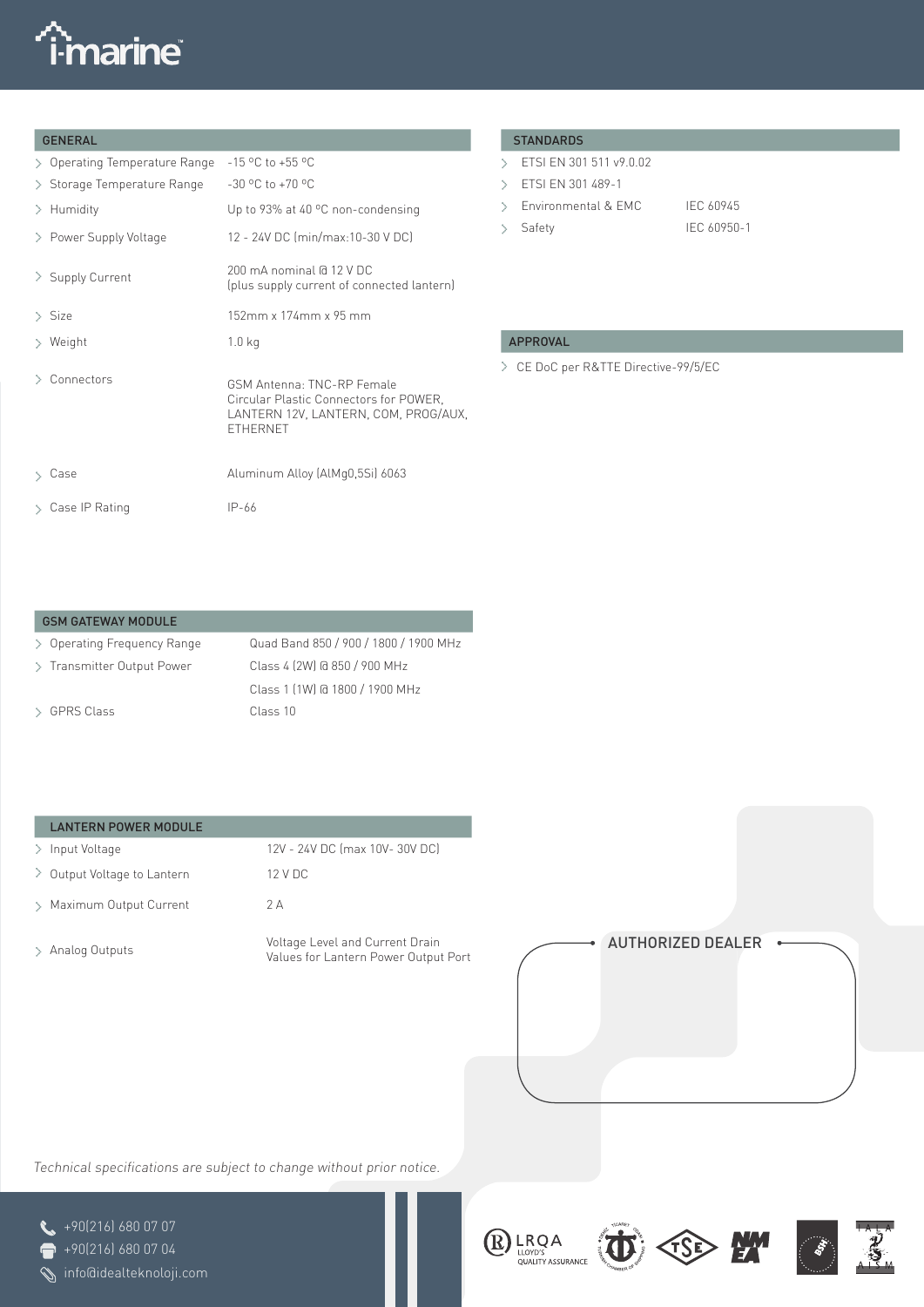i-marine

## GENERAL

| | |
|---|---|
| Operating Temperature Range | -15 ºC to +55 ºC |
| Storage Temperature Range | -30 ºC to +70 ºC |
| Humidity | Up to 93% at 40 ºC non-condensing |
| Power Supply Voltage | 12 - 24V DC (min/max:10-30 V DC) |
| Supply Current | 200 mA nominal @ 12 V DC (plus supply current of connected lantern) |
| Size | 152mm x 174mm x 95 mm |
| Weight | 1.0 kg |
| Connectors | GSM Antenna: TNC-RP Female Circular Plastic Connectors for POWER, LANTERN 12V, LANTERN, COM, PROG/AUX, ETHERNET |
| Case | Aluminum Alloy (AlMg0,5Si) 6063 |
| Case IP Rating | IP-66 |

## STANDARDS

| | |
|---|---|
| ETSI EN 301 511 v9.0.02 | |
| ETSI EN 301 489-1 | |
| Environmental & EMC | IEC 60945 |
| Safety | IEC 60950-1 |

## APPROVAL

- CE DoC per R&TTE Directive-99/5/EC

## GSM GATEWAY MODULE

| | |
|---|---|
| Operating Frequency Range | Quad Band 850 / 900 / 1800 / 1900 MHz |
| Transmitter Output Power | Class 4 (2W) @ 850 / 900 MHz |
| | Class 1 (1W) @ 1800 / 1900 MHz |
| GPRS Class | Class 10 |

## LANTERN POWER MODULE

| | |
|---|---|
| Input Voltage | 12V - 24V DC (max 10V- 30V DC) |
| Output Voltage to Lantern | 12 V DC |
| Maximum Output Current | 2 A |
| Analog Outputs | Voltage Level and Current Drain Values for Lantern Power Output Port |

AUTHORIZED DEALER

*Technical specifications are subject to change without prior notice.*

+90(216) 680 07 07
+90(216) 680 07 04
info@idealteknoloji.com